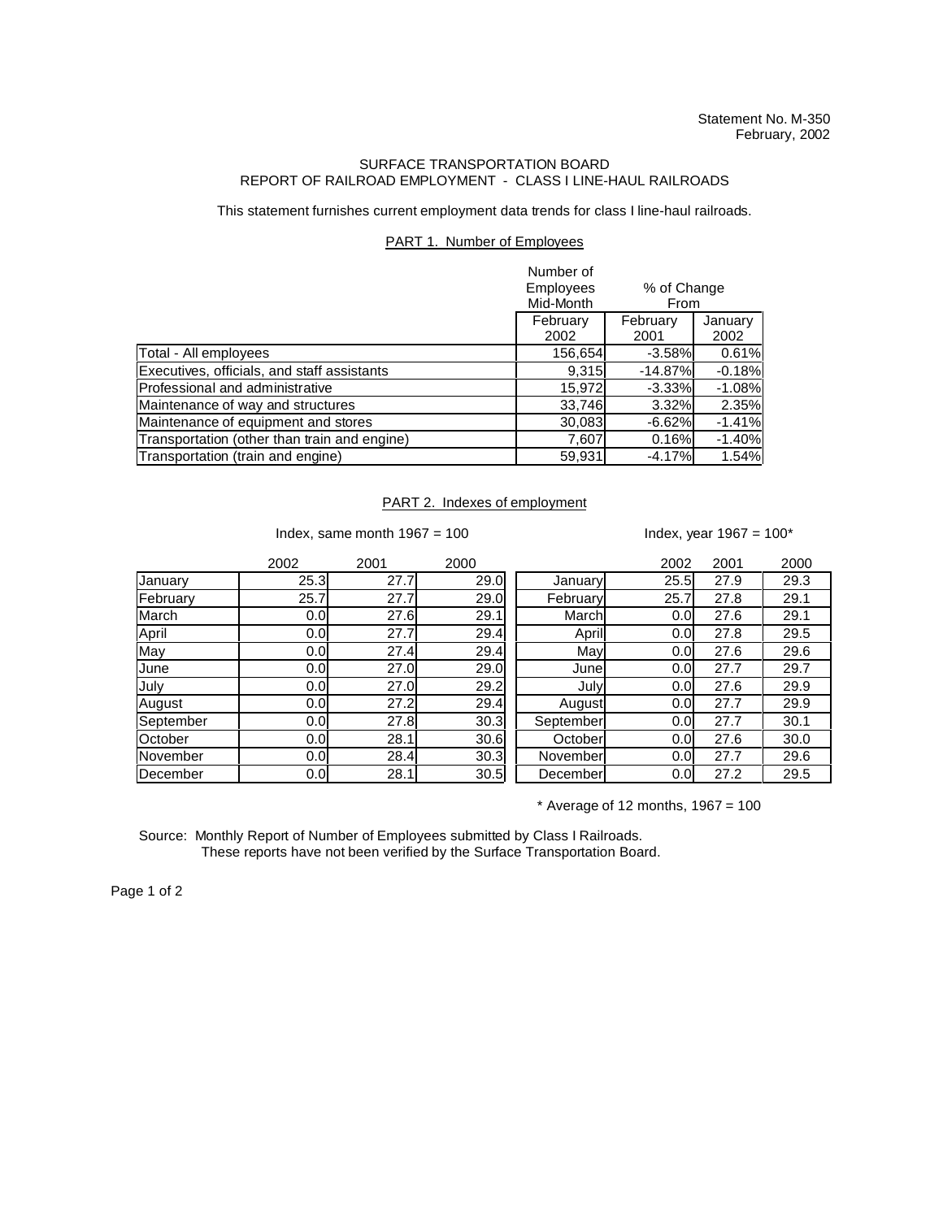Statement No. M-350
February, 2002

# SURFACE TRANSPORTATION BOARD
## REPORT OF RAILROAD EMPLOYMENT - CLASS I LINE-HAUL RAILROADS

This statement furnishes current employment data trends for class I line-haul railroads.

### PART 1. Number of Employees

| | Number of Employees Mid-Month | % of Change From | |
|---|---|---|---|
| | February 2002 | February 2001 | January 2002 |
| Total - All employees | 156,654 | -3.58% | 0.61% |
| Executives, officials, and staff assistants | 9,315 | -14.87% | -0.18% |
| Professional and administrative | 15,972 | -3.33% | -1.08% |
| Maintenance of way and structures | 33,746 | 3.32% | 2.35% |
| Maintenance of equipment and stores | 30,083 | -6.62% | -1.41% |
| Transportation (other than train and engine) | 7,607 | 0.16% | -1.40% |
| Transportation (train and engine) | 59,931 | -4.17% | 1.54% |

### PART 2. Indexes of employment

Index, same month 1967 = 100

| | 2002 | 2001 | 2000 |
|---|---|---|---|
| January | 25.3 | 27.7 | 29.0 |
| February | 25.7 | 27.7 | 29.0 |
| March | 0.0 | 27.6 | 29.1 |
| April | 0.0 | 27.7 | 29.4 |
| May | 0.0 | 27.4 | 29.4 |
| June | 0.0 | 27.0 | 29.0 |
| July | 0.0 | 27.0 | 29.2 |
| August | 0.0 | 27.2 | 29.4 |
| September | 0.0 | 27.8 | 30.3 |
| October | 0.0 | 28.1 | 30.6 |
| November | 0.0 | 28.4 | 30.3 |
| December | 0.0 | 28.1 | 30.5 |

Index, year 1967 = 100*

| | 2002 | 2001 | 2000 |
|---|---|---|---|
| January | 25.5 | 27.9 | 29.3 |
| February | 25.7 | 27.8 | 29.1 |
| March | 0.0 | 27.6 | 29.1 |
| April | 0.0 | 27.8 | 29.5 |
| May | 0.0 | 27.6 | 29.6 |
| June | 0.0 | 27.7 | 29.7 |
| July | 0.0 | 27.6 | 29.9 |
| August | 0.0 | 27.7 | 29.9 |
| September | 0.0 | 27.7 | 30.1 |
| October | 0.0 | 27.6 | 30.0 |
| November | 0.0 | 27.7 | 29.6 |
| December | 0.0 | 27.2 | 29.5 |

* Average of 12 months, 1967 = 100

Source: Monthly Report of Number of Employees submitted by Class I Railroads.
These reports have not been verified by the Surface Transportation Board.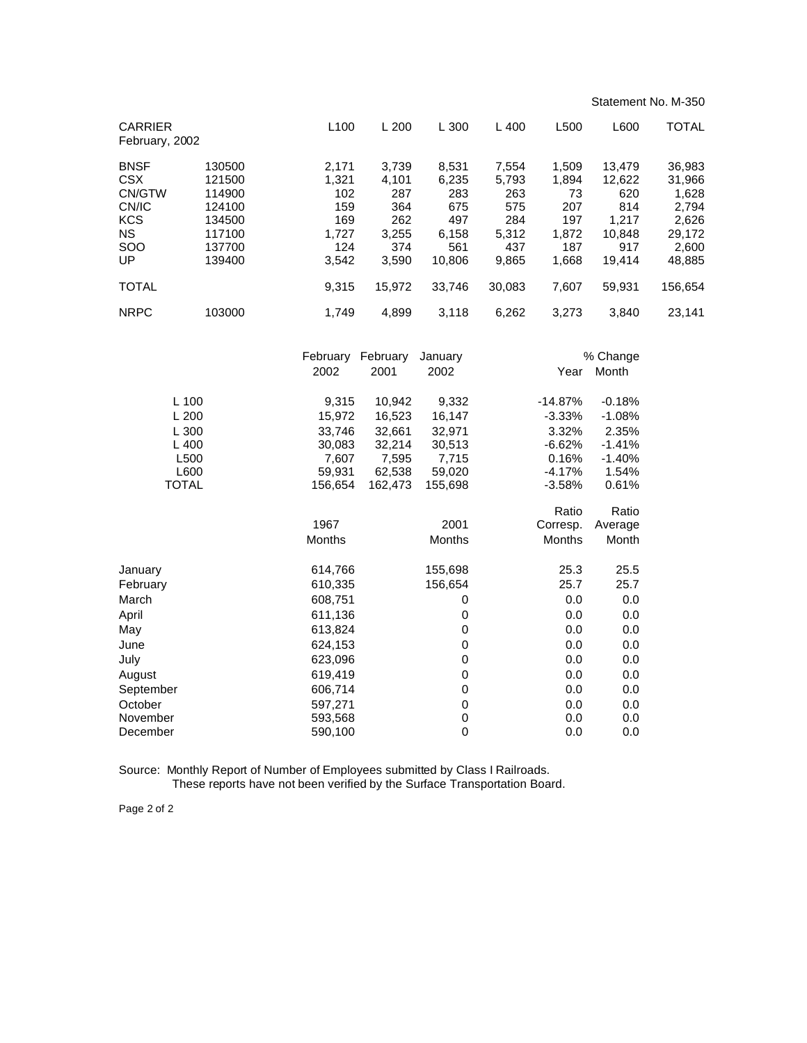Statement No. M-350

| CARRIER<br>February, 2002 | | L100 | L 200 | L 300 | L 400 | L500 | L600 | TOTAL |
|---|---|---|---|---|---|---|---|---|
| BNSF | 130500 | 2,171 | 3,739 | 8,531 | 7,554 | 1,509 | 13,479 | 36,983 |
| CSX | 121500 | 1,321 | 4,101 | 6,235 | 5,793 | 1,894 | 12,622 | 31,966 |
| CN/GTW | 114900 | 102 | 287 | 283 | 263 | 73 | 620 | 1,628 |
| CN/IC | 124100 | 159 | 364 | 675 | 575 | 207 | 814 | 2,794 |
| KCS | 134500 | 169 | 262 | 497 | 284 | 197 | 1,217 | 2,626 |
| NS | 117100 | 1,727 | 3,255 | 6,158 | 5,312 | 1,872 | 10,848 | 29,172 |
| SOO | 137700 | 124 | 374 | 561 | 437 | 187 | 917 | 2,600 |
| UP | 139400 | 3,542 | 3,590 | 10,806 | 9,865 | 1,668 | 19,414 | 48,885 |
| TOTAL | | 9,315 | 15,972 | 33,746 | 30,083 | 7,607 | 59,931 | 156,654 |
| NRPC | 103000 | 1,749 | 4,899 | 3,118 | 6,262 | 3,273 | 3,840 | 23,141 |

| | February 2002 | February 2001 | January 2002 | % Change Year | % Change Month |
|---|---|---|---|---|---|
| L 100 | 9,315 | 10,942 | 9,332 | -14.87% | -0.18% |
| L 200 | 15,972 | 16,523 | 16,147 | -3.33% | -1.08% |
| L 300 | 33,746 | 32,661 | 32,971 | 3.32% | 2.35% |
| L 400 | 30,083 | 32,214 | 30,513 | -6.62% | -1.41% |
| L500 | 7,607 | 7,595 | 7,715 | 0.16% | -1.40% |
| L600 | 59,931 | 62,538 | 59,020 | -4.17% | 1.54% |
| TOTAL | 156,654 | 162,473 | 155,698 | -3.58% | 0.61% |

| | 1967 Months | 2001 Months | Ratio Corresp. Months | Ratio Average Month |
|---|---|---|---|---|
| January | 614,766 | 155,698 | 25.3 | 25.5 |
| February | 610,335 | 156,654 | 25.7 | 25.7 |
| March | 608,751 | 0 | 0.0 | 0.0 |
| April | 611,136 | 0 | 0.0 | 0.0 |
| May | 613,824 | 0 | 0.0 | 0.0 |
| June | 624,153 | 0 | 0.0 | 0.0 |
| July | 623,096 | 0 | 0.0 | 0.0 |
| August | 619,419 | 0 | 0.0 | 0.0 |
| September | 606,714 | 0 | 0.0 | 0.0 |
| October | 597,271 | 0 | 0.0 | 0.0 |
| November | 593,568 | 0 | 0.0 | 0.0 |
| December | 590,100 | 0 | 0.0 | 0.0 |

Source: Monthly Report of Number of Employees submitted by Class I Railroads.
These reports have not been verified by the Surface Transportation Board.